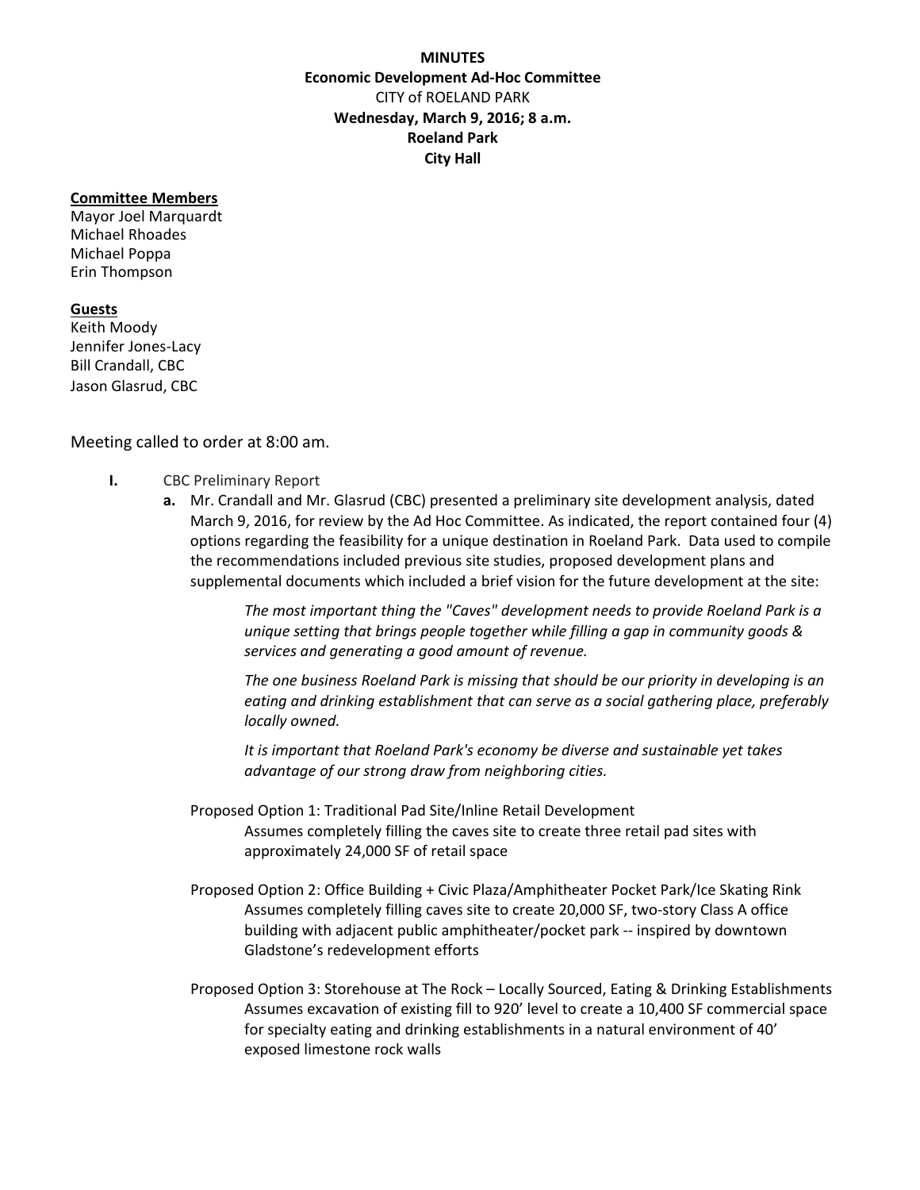**MINUTES**
**Economic Development Ad-Hoc Committee**
CITY of ROELAND PARK
**Wednesday, March 9, 2016; 8 a.m.**
**Roeland Park**
**City Hall**

**Committee Members**

Mayor Joel Marquardt
Michael Rhoades
Michael Poppa
Erin Thompson

**Guests**

Keith Moody
Jennifer Jones-Lacy
Bill Crandall, CBC
Jason Glasrud, CBC

Meeting called to order at 8:00 am.

**I.** CBC Preliminary Report

**a.** Mr. Crandall and Mr. Glasrud (CBC) presented a preliminary site development analysis, dated March 9, 2016, for review by the Ad Hoc Committee. As indicated, the report contained four (4) options regarding the feasibility for a unique destination in Roeland Park. Data used to compile the recommendations included previous site studies, proposed development plans and supplemental documents which included a brief vision for the future development at the site:

> *The most important thing the "Caves" development needs to provide Roeland Park is a unique setting that brings people together while filling a gap in community goods & services and generating a good amount of revenue.*
>
> *The one business Roeland Park is missing that should be our priority in developing is an eating and drinking establishment that can serve as a social gathering place, preferably locally owned.*
>
> *It is important that Roeland Park's economy be diverse and sustainable yet takes advantage of our strong draw from neighboring cities.*

Proposed Option 1: Traditional Pad Site/Inline Retail Development
Assumes completely filling the caves site to create three retail pad sites with approximately 24,000 SF of retail space

Proposed Option 2: Office Building + Civic Plaza/Amphitheater Pocket Park/Ice Skating Rink
Assumes completely filling caves site to create 20,000 SF, two-story Class A office building with adjacent public amphitheater/pocket park -- inspired by downtown Gladstone's redevelopment efforts

Proposed Option 3: Storehouse at The Rock – Locally Sourced, Eating & Drinking Establishments
Assumes excavation of existing fill to 920' level to create a 10,400 SF commercial space for specialty eating and drinking establishments in a natural environment of 40' exposed limestone rock walls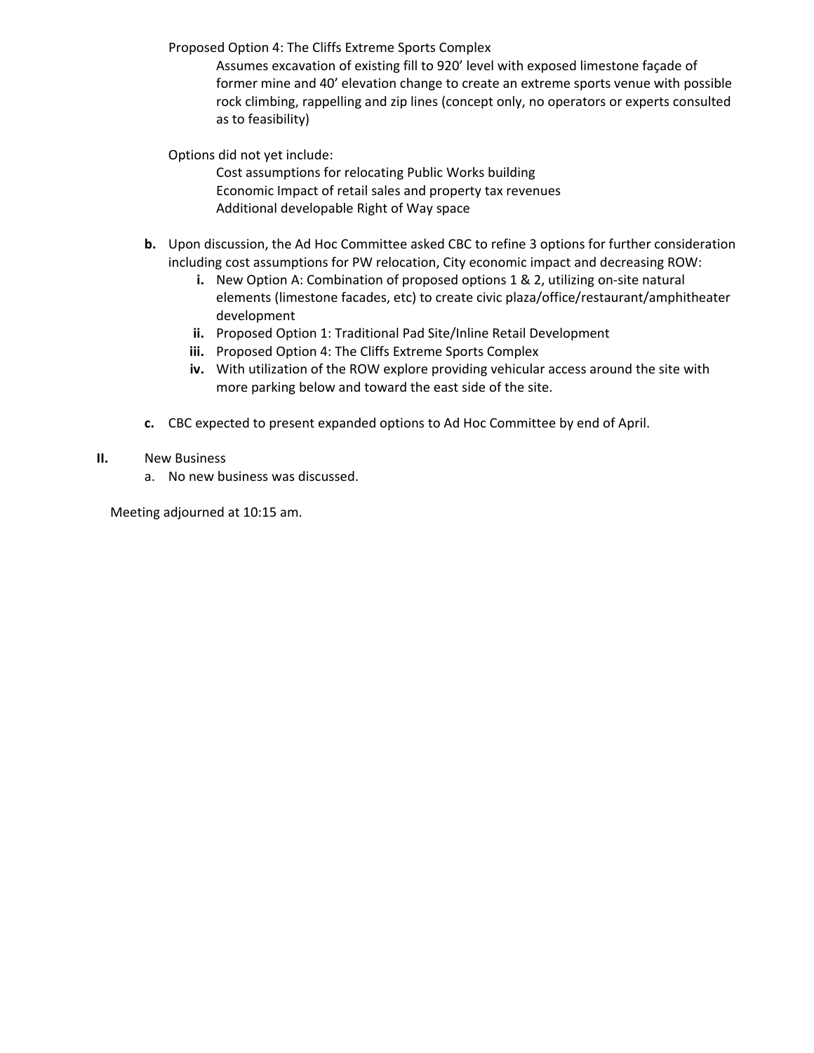Proposed Option 4: The Cliffs Extreme Sports Complex

Assumes excavation of existing fill to 920' level with exposed limestone façade of former mine and 40' elevation change to create an extreme sports venue with possible rock climbing, rappelling and zip lines (concept only, no operators or experts consulted as to feasibility)

Options did not yet include:

Cost assumptions for relocating Public Works building
Economic Impact of retail sales and property tax revenues
Additional developable Right of Way space

**b.** Upon discussion, the Ad Hoc Committee asked CBC to refine 3 options for further consideration including cost assumptions for PW relocation, City economic impact and decreasing ROW:

   **i.** New Option A: Combination of proposed options 1 & 2, utilizing on-site natural elements (limestone facades, etc) to create civic plaza/office/restaurant/amphitheater development
   **ii.** Proposed Option 1: Traditional Pad Site/Inline Retail Development
   **iii.** Proposed Option 4: The Cliffs Extreme Sports Complex
   **iv.** With utilization of the ROW explore providing vehicular access around the site with more parking below and toward the east side of the site.

**c.** CBC expected to present expanded options to Ad Hoc Committee by end of April.

**II.** New Business

a. No new business was discussed.

Meeting adjourned at 10:15 am.